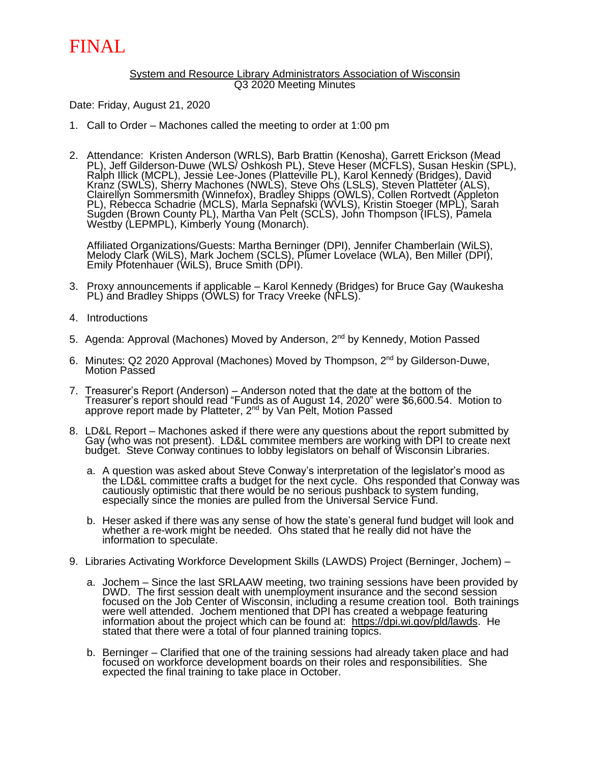FINAL

System and Resource Library Administrators Association of Wisconsin
Q3 2020 Meeting Minutes

Date: Friday, August 21, 2020

1. Call to Order – Machones called the meeting to order at 1:00 pm

2. Attendance: Kristen Anderson (WRLS), Barb Brattin (Kenosha), Garrett Erickson (Mead PL), Jeff Gilderson-Duwe (WLS/ Oshkosh PL), Steve Heser (MCFLS), Susan Heskin (SPL), Ralph Illick (MCPL), Jessie Lee-Jones (Platteville PL), Karol Kennedy (Bridges), David Kranz (SWLS), Sherry Machones (NWLS), Steve Ohs (LSLS), Steven Platteter (ALS), Clairellyn Sommersmith (Winnefox), Bradley Shipps (OWLS), Collen Rortvedt (Appleton PL), Rebecca Schadrie (MCLS), Marla Sepnafski (WVLS), Kristin Stoeger (MPL), Sarah Sugden (Brown County PL), Martha Van Pelt (SCLS), John Thompson (IFLS), Pamela Westby (LEPMPL), Kimberly Young (Monarch).

   Affiliated Organizations/Guests: Martha Berninger (DPI), Jennifer Chamberlain (WiLS), Melody Clark (WiLS), Mark Jochem (SCLS), Plumer Lovelace (WLA), Ben Miller (DPI), Emily Pfotenhauer (WiLS), Bruce Smith (DPI).

3. Proxy announcements if applicable – Karol Kennedy (Bridges) for Bruce Gay (Waukesha PL) and Bradley Shipps (OWLS) for Tracy Vreeke (NFLS).

4. Introductions

5. Agenda: Approval (Machones) Moved by Anderson, 2nd by Kennedy, Motion Passed

6. Minutes: Q2 2020 Approval (Machones) Moved by Thompson, 2nd by Gilderson-Duwe, Motion Passed

7. Treasurer's Report (Anderson) – Anderson noted that the date at the bottom of the Treasurer's report should read "Funds as of August 14, 2020" were $6,600.54. Motion to approve report made by Platteter, 2nd by Van Pelt, Motion Passed

8. LD&L Report – Machones asked if there were any questions about the report submitted by Gay (who was not present). LD&L commitee members are working with DPI to create next budget. Steve Conway continues to lobby legislators on behalf of Wisconsin Libraries.

   a. A question was asked about Steve Conway's interpretation of the legislator's mood as the LD&L committee crafts a budget for the next cycle. Ohs responded that Conway was cautiously optimistic that there would be no serious pushback to system funding, especially since the monies are pulled from the Universal Service Fund.

   b. Heser asked if there was any sense of how the state's general fund budget will look and whether a re-work might be needed. Ohs stated that he really did not have the information to speculate.

9. Libraries Activating Workforce Development Skills (LAWDS) Project (Berninger, Jochem) –

   a. Jochem – Since the last SRLAAW meeting, two training sessions have been provided by DWD. The first session dealt with unemployment insurance and the second session focused on the Job Center of Wisconsin, including a resume creation tool. Both trainings were well attended. Jochem mentioned that DPI has created a webpage featuring information about the project which can be found at: https://dpi.wi.gov/pld/lawds. He stated that there were a total of four planned training topics.

   b. Berninger – Clarified that one of the training sessions had already taken place and had focused on workforce development boards on their roles and responsibilities. She expected the final training to take place in October.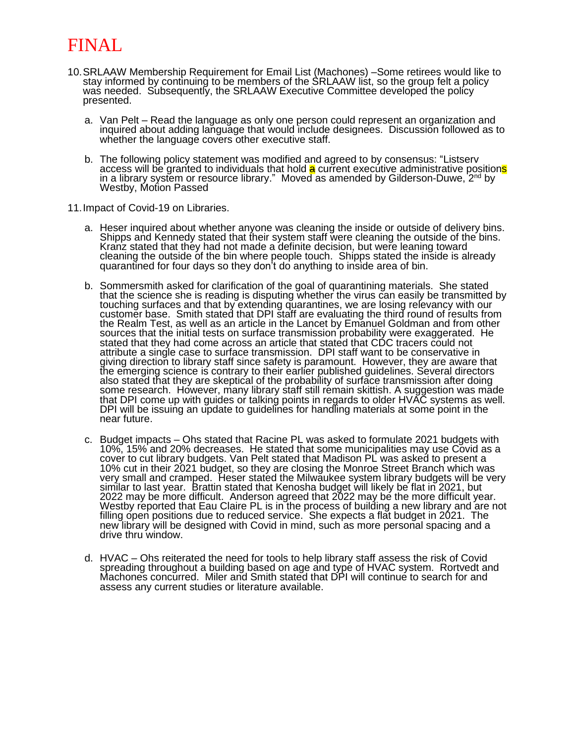FINAL

10. SRLAAW Membership Requirement for Email List (Machones) –Some retirees would like to stay informed by continuing to be members of the SRLAAW list, so the group felt a policy was needed. Subsequently, the SRLAAW Executive Committee developed the policy presented.

    a. Van Pelt – Read the language as only one person could represent an organization and inquired about adding language that would include designees. Discussion followed as to whether the language covers other executive staff.

    b. The following policy statement was modified and agreed to by consensus: "Listserv access will be granted to individuals that hold a current executive administrative positions in a library system or resource library." Moved as amended by Gilderson-Duwe, 2nd by Westby, Motion Passed

11. Impact of Covid-19 on Libraries.

    a. Heser inquired about whether anyone was cleaning the inside or outside of delivery bins. Shipps and Kennedy stated that their system staff were cleaning the outside of the bins. Kranz stated that they had not made a definite decision, but were leaning toward cleaning the outside of the bin where people touch. Shipps stated the inside is already quarantined for four days so they don't do anything to inside area of bin.

    b. Sommersmith asked for clarification of the goal of quarantining materials. She stated that the science she is reading is disputing whether the virus can easily be transmitted by touching surfaces and that by extending quarantines, we are losing relevancy with our customer base. Smith stated that DPI staff are evaluating the third round of results from the Realm Test, as well as an article in the Lancet by Emanuel Goldman and from other sources that the initial tests on surface transmission probability were exaggerated. He stated that they had come across an article that stated that CDC tracers could not attribute a single case to surface transmission. DPI staff want to be conservative in giving direction to library staff since safety is paramount. However, they are aware that the emerging science is contrary to their earlier published guidelines. Several directors also stated that they are skeptical of the probability of surface transmission after doing some research. However, many library staff still remain skittish. A suggestion was made that DPI come up with guides or talking points in regards to older HVAC systems as well. DPI will be issuing an update to guidelines for handling materials at some point in the near future.

    c. Budget impacts – Ohs stated that Racine PL was asked to formulate 2021 budgets with 10%, 15% and 20% decreases. He stated that some municipalities may use Covid as a cover to cut library budgets. Van Pelt stated that Madison PL was asked to present a 10% cut in their 2021 budget, so they are closing the Monroe Street Branch which was very small and cramped. Heser stated the Milwaukee system library budgets will be very similar to last year. Brattin stated that Kenosha budget will likely be flat in 2021, but 2022 may be more difficult. Anderson agreed that 2022 may be the more difficult year. Westby reported that Eau Claire PL is in the process of building a new library and are not filling open positions due to reduced service. She expects a flat budget in 2021. The new library will be designed with Covid in mind, such as more personal spacing and a drive thru window.

    d. HVAC – Ohs reiterated the need for tools to help library staff assess the risk of Covid spreading throughout a building based on age and type of HVAC system. Rortvedt and Machones concurred. Miler and Smith stated that DPI will continue to search for and assess any current studies or literature available.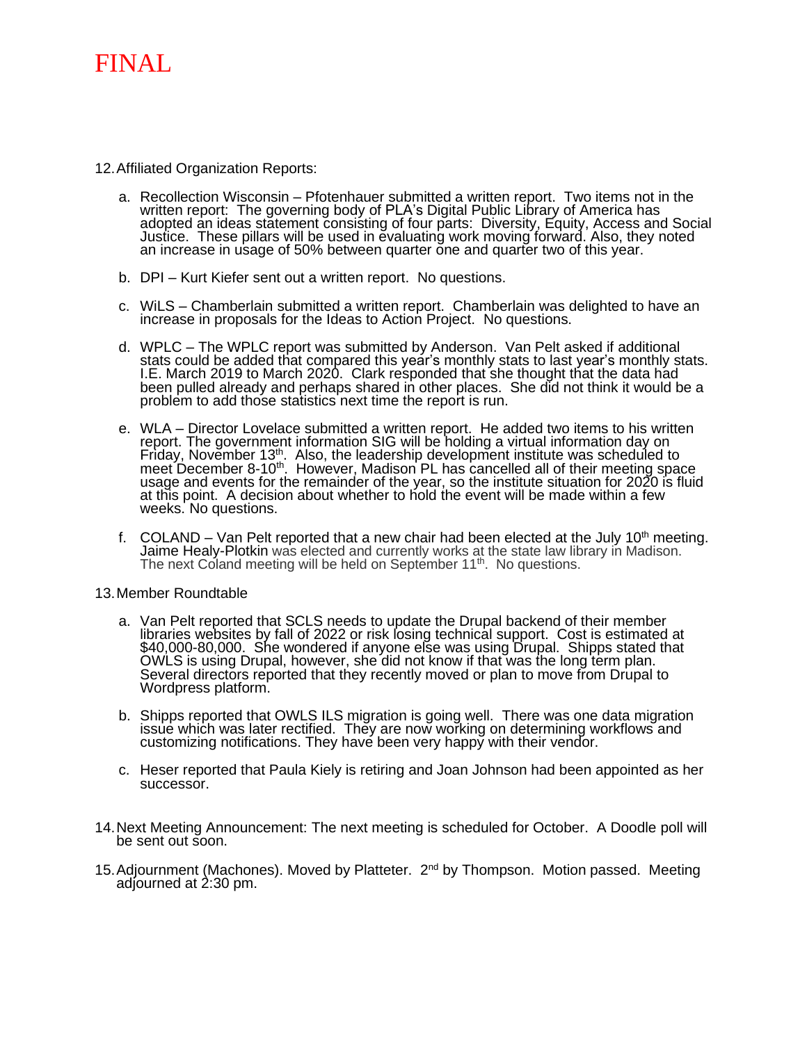FINAL

12. Affiliated Organization Reports:

   a. Recollection Wisconsin – Pfotenhauer submitted a written report. Two items not in the written report: The governing body of PLA's Digital Public Library of America has adopted an ideas statement consisting of four parts: Diversity, Equity, Access and Social Justice. These pillars will be used in evaluating work moving forward. Also, they noted an increase in usage of 50% between quarter one and quarter two of this year.

   b. DPI – Kurt Kiefer sent out a written report. No questions.

   c. WiLS – Chamberlain submitted a written report. Chamberlain was delighted to have an increase in proposals for the Ideas to Action Project. No questions.

   d. WPLC – The WPLC report was submitted by Anderson. Van Pelt asked if additional stats could be added that compared this year's monthly stats to last year's monthly stats. I.E. March 2019 to March 2020. Clark responded that she thought that the data had been pulled already and perhaps shared in other places. She did not think it would be a problem to add those statistics next time the report is run.

   e. WLA – Director Lovelace submitted a written report. He added two items to his written report. The government information SIG will be holding a virtual information day on Friday, November 13th. Also, the leadership development institute was scheduled to meet December 8-10th. However, Madison PL has cancelled all of their meeting space usage and events for the remainder of the year, so the institute situation for 2020 is fluid at this point. A decision about whether to hold the event will be made within a few weeks. No questions.

   f. COLAND – Van Pelt reported that a new chair had been elected at the July 10th meeting. Jaime Healy-Plotkin was elected and currently works at the state law library in Madison. The next Coland meeting will be held on September 11th. No questions.

13. Member Roundtable

   a. Van Pelt reported that SCLS needs to update the Drupal backend of their member libraries websites by fall of 2022 or risk losing technical support. Cost is estimated at $40,000-80,000. She wondered if anyone else was using Drupal. Shipps stated that OWLS is using Drupal, however, she did not know if that was the long term plan. Several directors reported that they recently moved or plan to move from Drupal to Wordpress platform.

   b. Shipps reported that OWLS ILS migration is going well. There was one data migration issue which was later rectified. They are now working on determining workflows and customizing notifications. They have been very happy with their vendor.

   c. Heser reported that Paula Kiely is retiring and Joan Johnson had been appointed as her successor.

14. Next Meeting Announcement: The next meeting is scheduled for October. A Doodle poll will be sent out soon.

15. Adjournment (Machones). Moved by Platteter. 2nd by Thompson. Motion passed. Meeting adjourned at 2:30 pm.